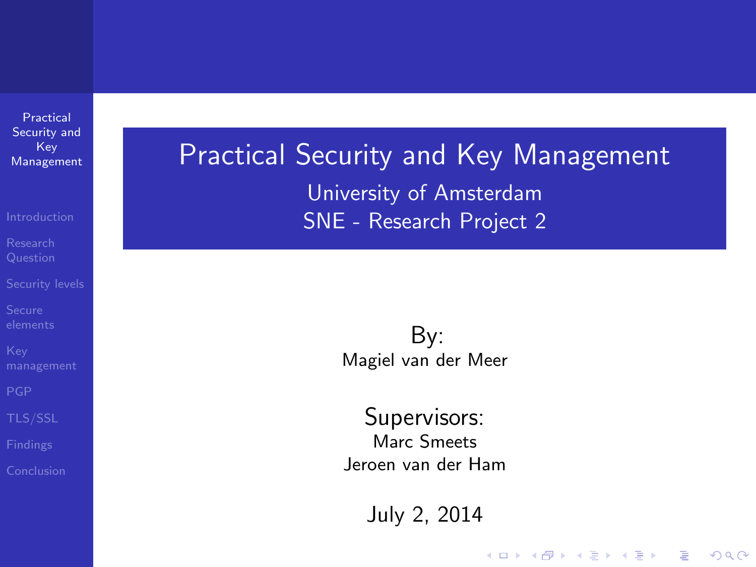# Practical Security and Key Management

University of Amsterdam

SNE - Research Project 2

By:

Magiel van der Meer

Supervisors:

Marc Smeets

Jeroen van der Ham

July 2, 2014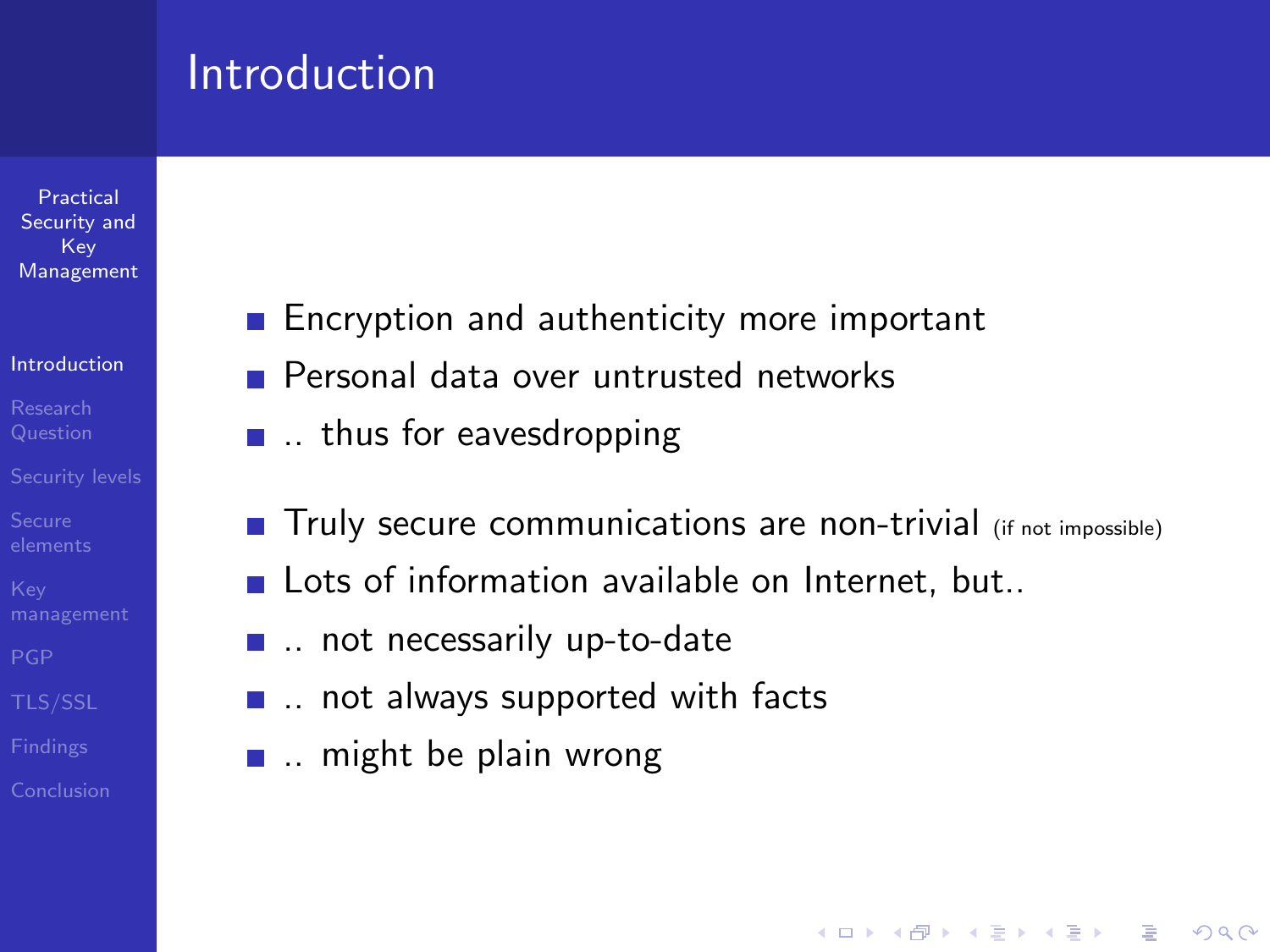# Introduction

- Encryption and authenticity more important
- Personal data over untrusted networks
- .. thus for eavesdropping

- Truly secure communications are non-trivial (if not impossible)
- Lots of information available on Internet, but..
- .. not necessarily up-to-date
- .. not always supported with facts
- .. might be plain wrong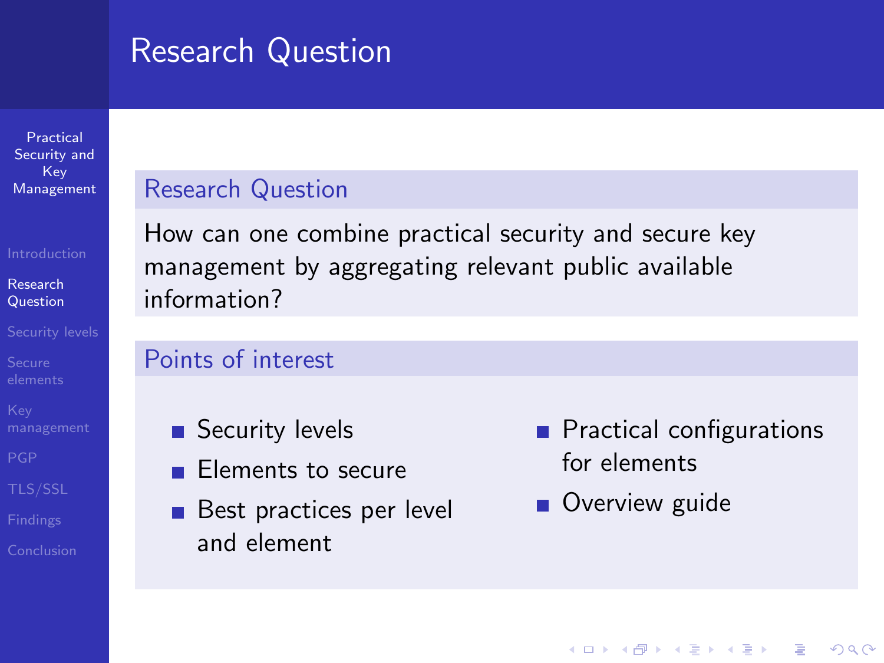# Research Question

## Research Question

How can one combine practical security and secure key management by aggregating relevant public available information?

## Points of interest

- Security levels
- Elements to secure
- Best practices per level and element
- Practical configurations for elements
- Overview guide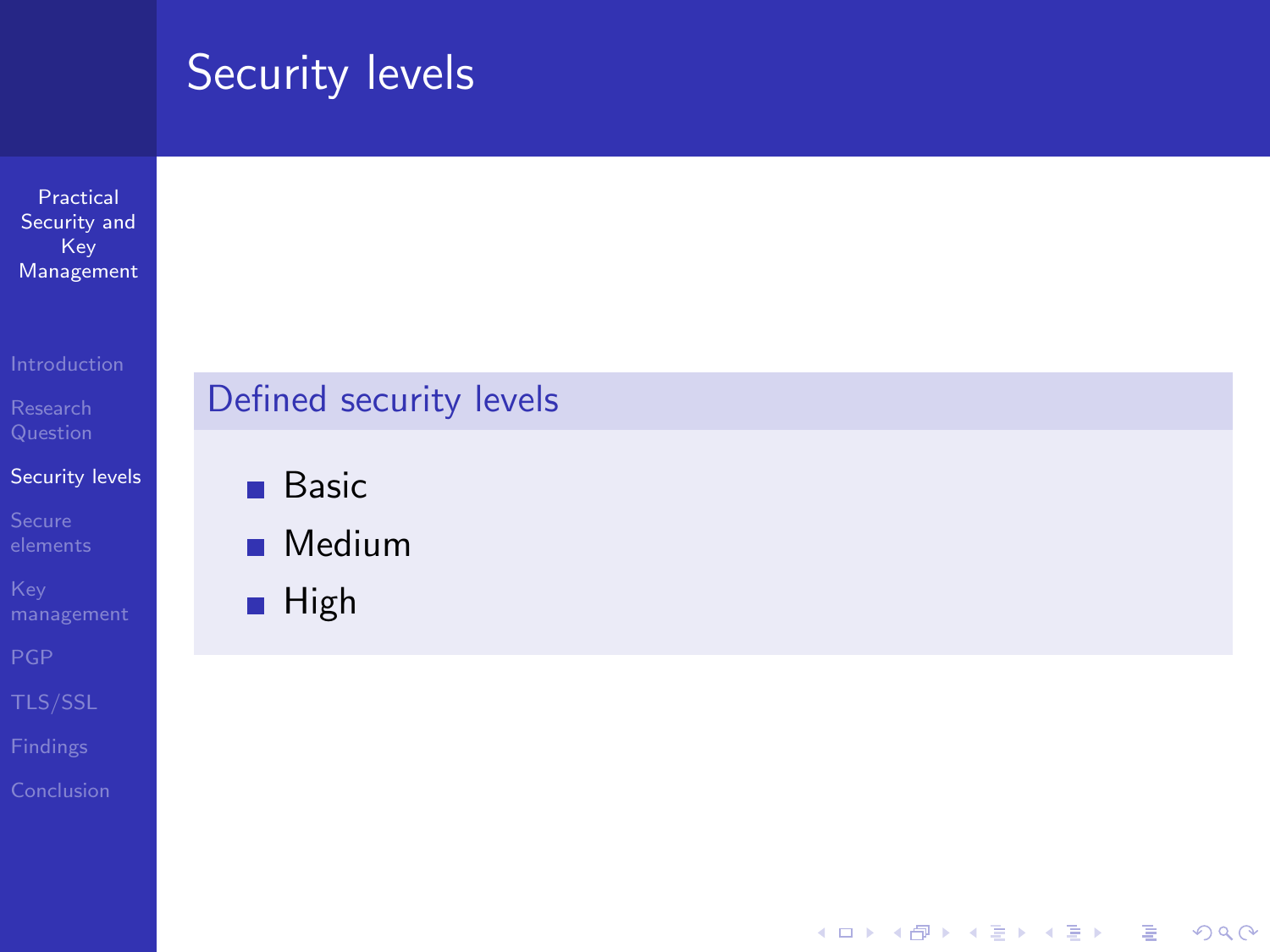# Security levels

## Defined security levels

- Basic
- Medium
- High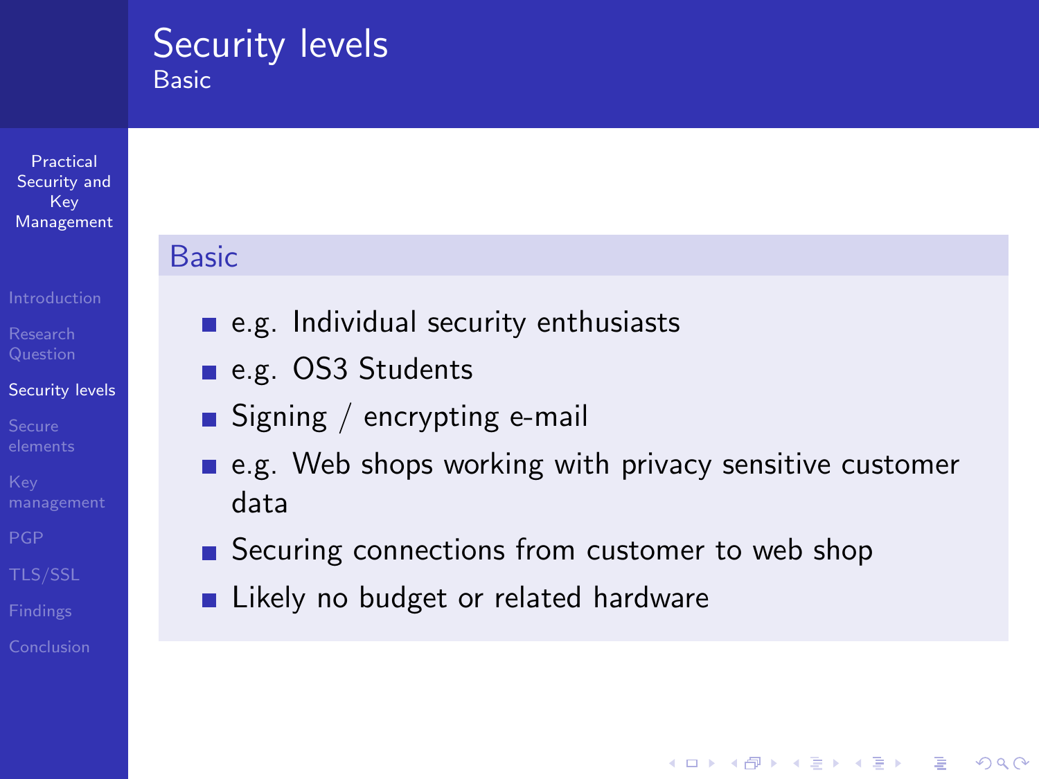# Security levels

## Basic

### Basic

- e.g. Individual security enthusiasts
- e.g. OS3 Students
- Signing / encrypting e-mail
- e.g. Web shops working with privacy sensitive customer data
- Securing connections from customer to web shop
- Likely no budget or related hardware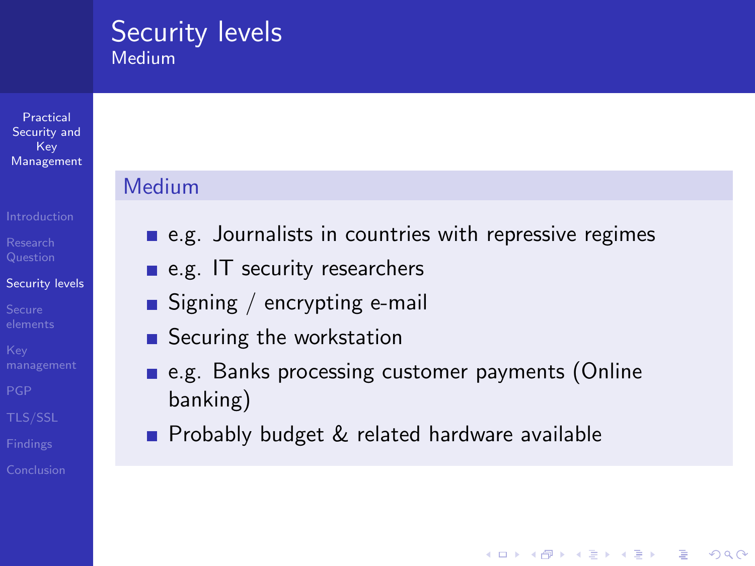# Security levels

## Medium

### Medium

- e.g. Journalists in countries with repressive regimes
- e.g. IT security researchers
- Signing / encrypting e-mail
- Securing the workstation
- e.g. Banks processing customer payments (Online banking)
- Probably budget & related hardware available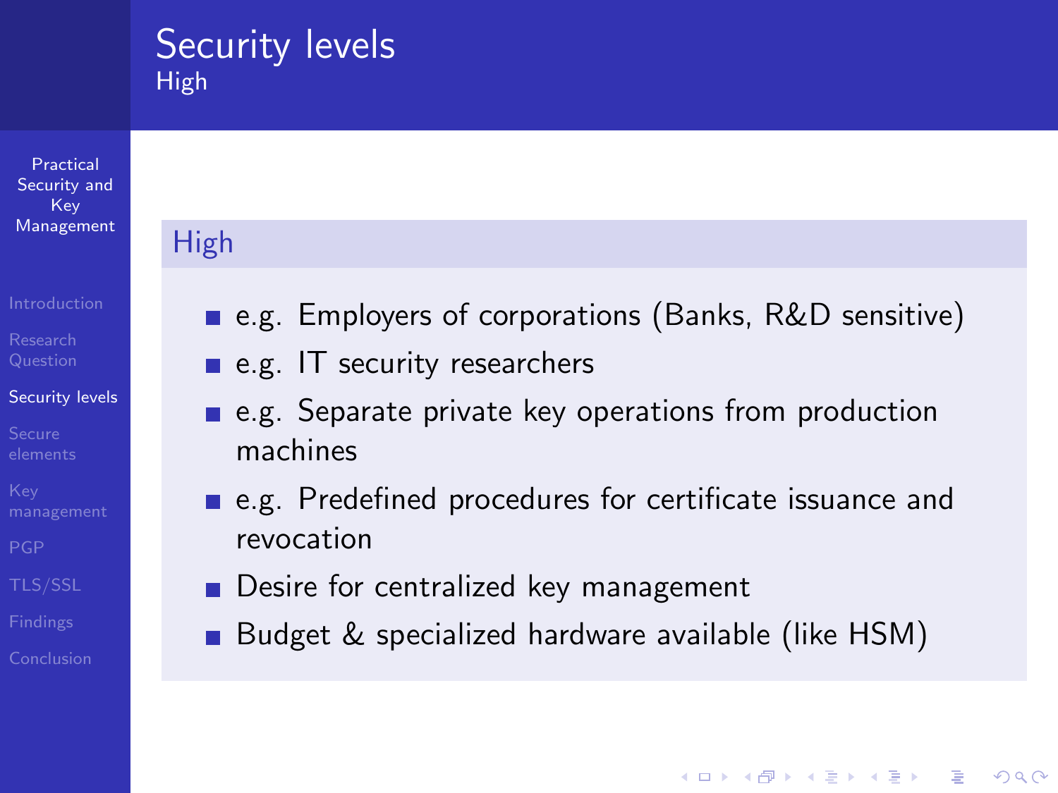# Security levels
## High

### High

- e.g. Employers of corporations (Banks, R&D sensitive)
- e.g. IT security researchers
- e.g. Separate private key operations from production machines
- e.g. Predefined procedures for certificate issuance and revocation
- Desire for centralized key management
- Budget & specialized hardware available (like HSM)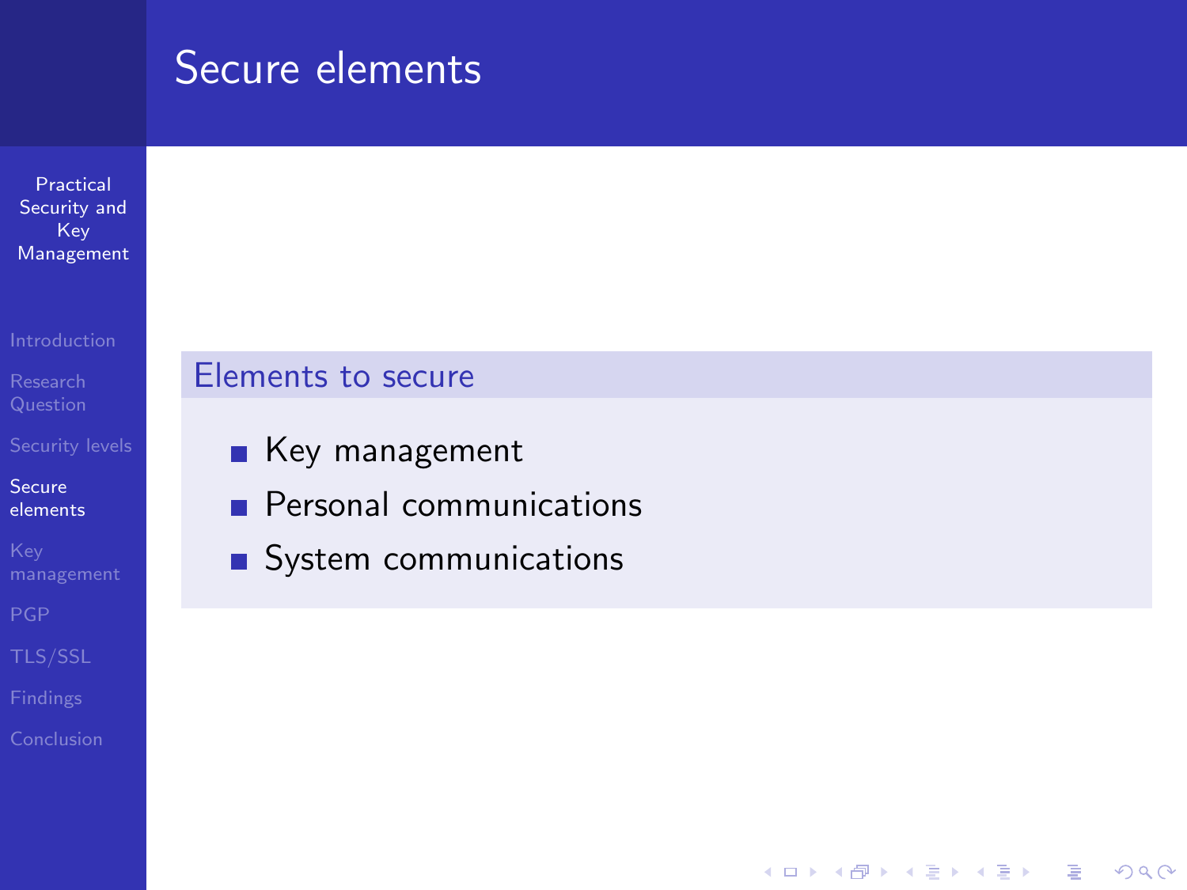# Secure elements

## Elements to secure

- Key management
- Personal communications
- System communications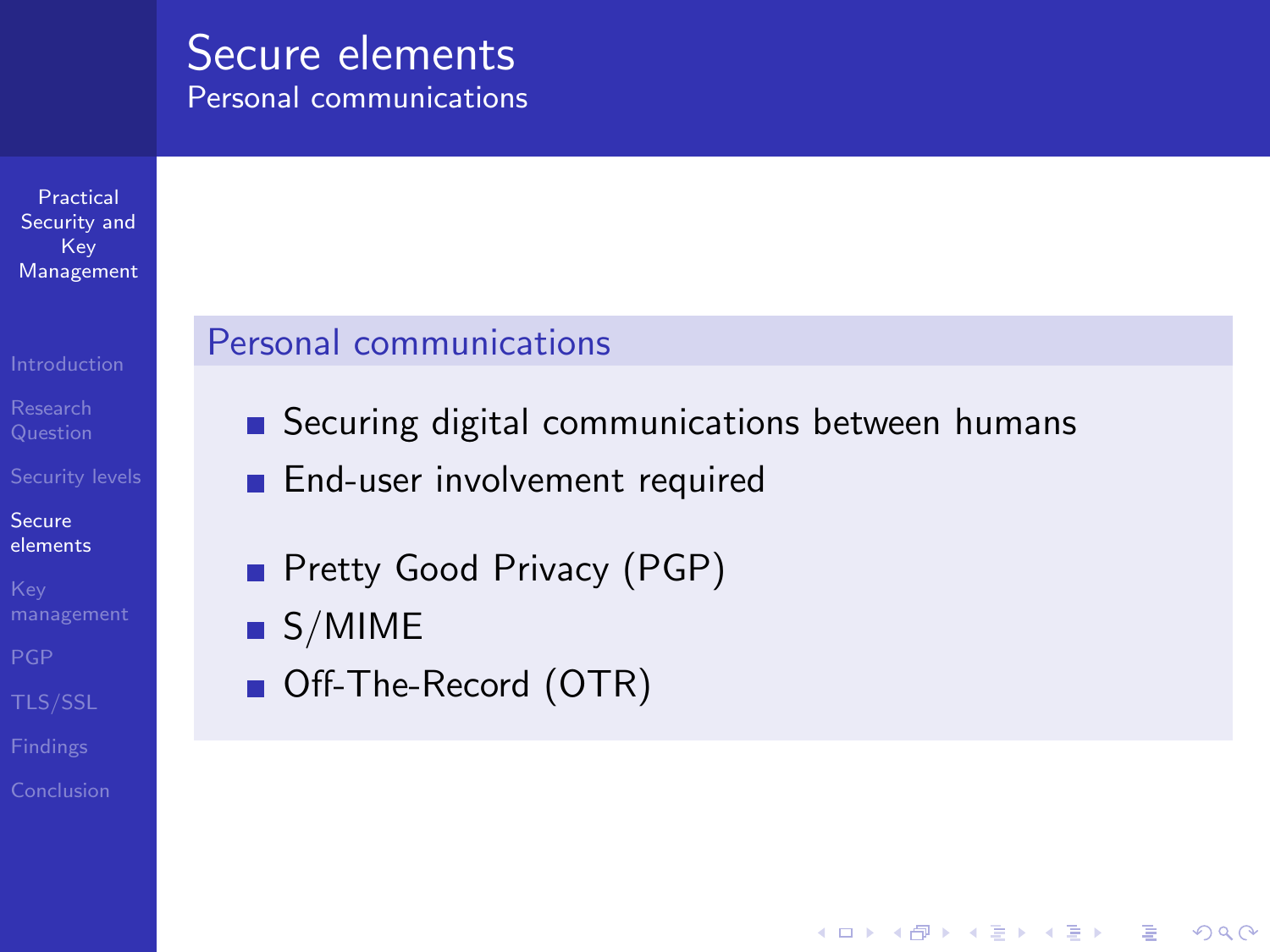# Secure elements

## Personal communications

### Personal communications

- Securing digital communications between humans
- End-user involvement required

- Pretty Good Privacy (PGP)
- S/MIME
- Off-The-Record (OTR)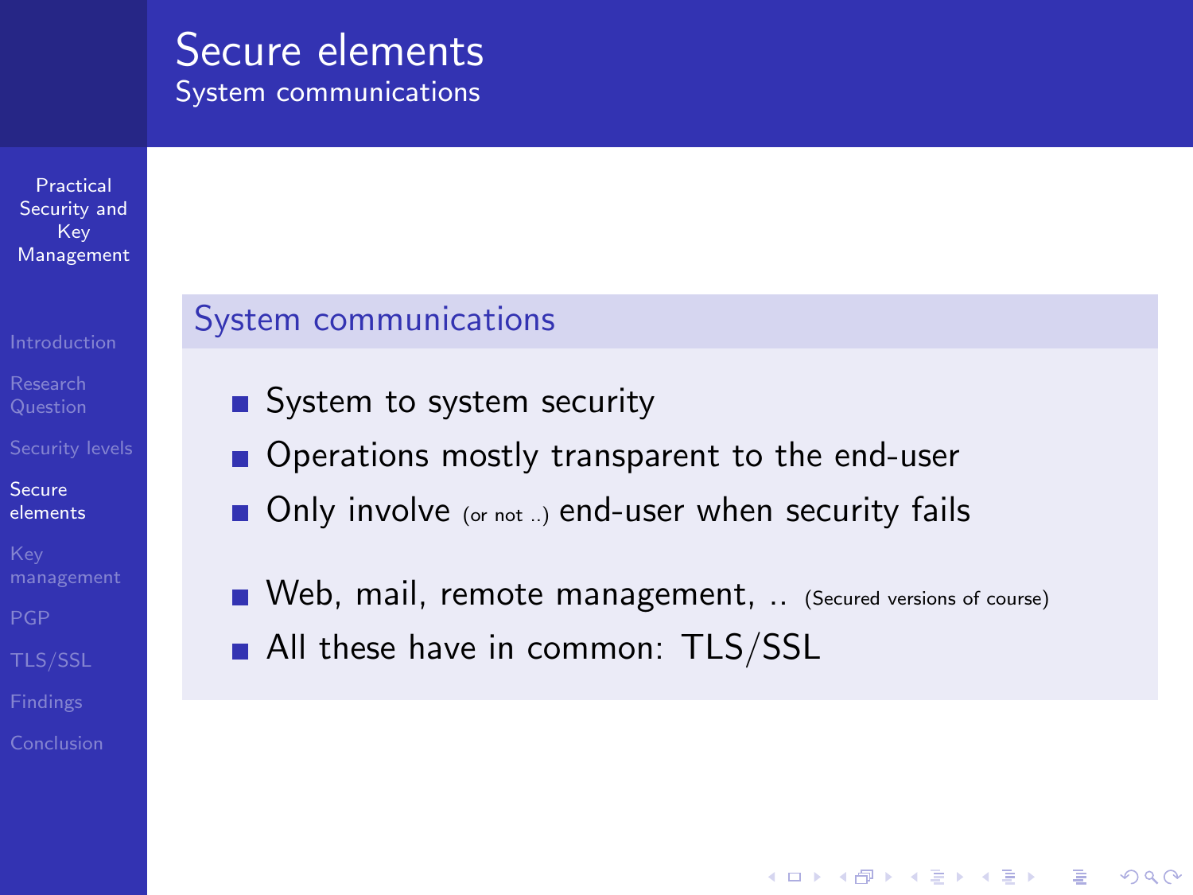# Secure elements

## System communications

### System communications

- System to system security
- Operations mostly transparent to the end-user
- Only involve (or not ..) end-user when security fails

- Web, mail, remote management, .. (Secured versions of course)
- All these have in common: TLS/SSL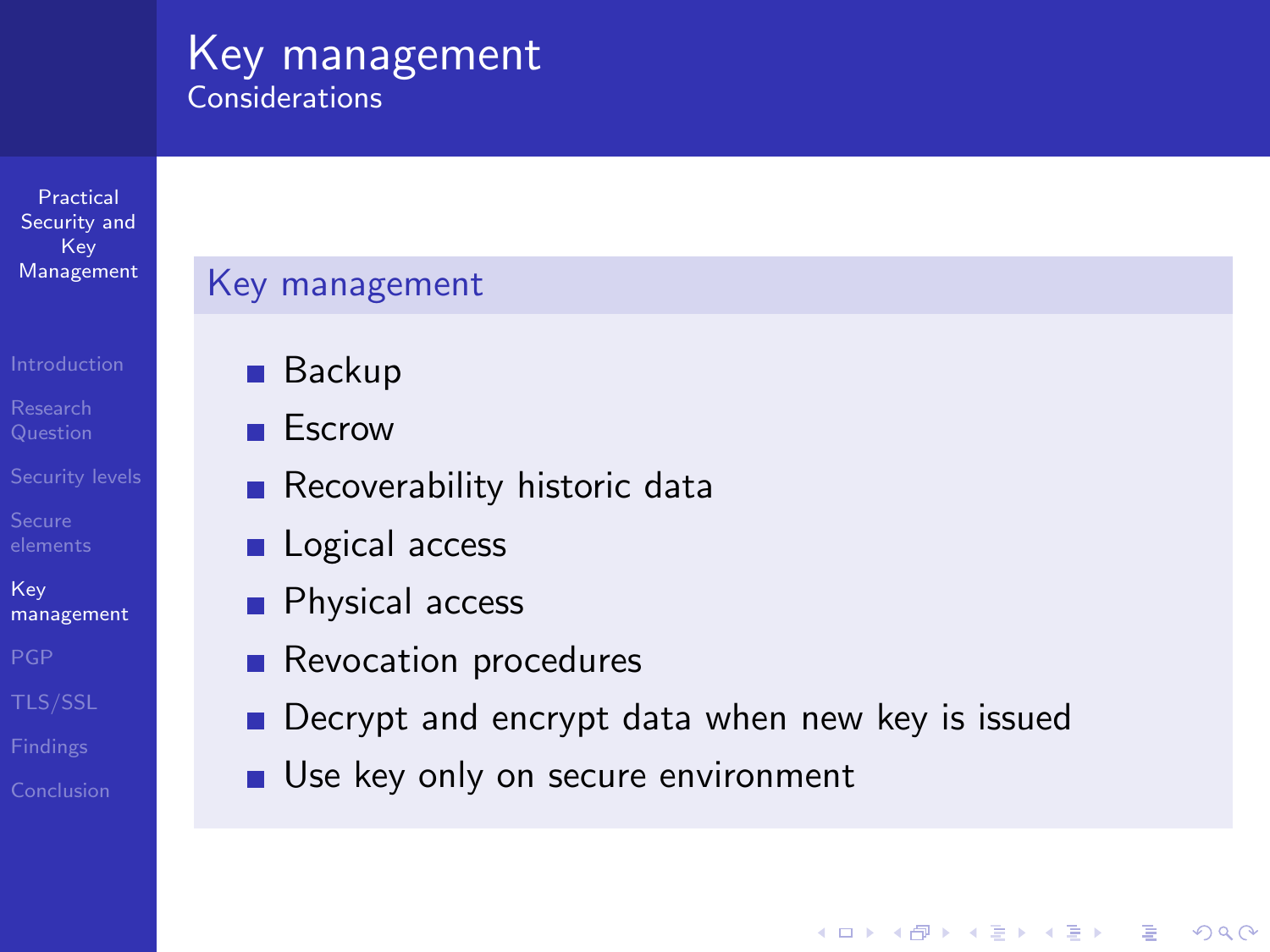# Key management

## Considerations

### Key management

- Backup
- Escrow
- Recoverability historic data
- Logical access
- Physical access
- Revocation procedures
- Decrypt and encrypt data when new key is issued
- Use key only on secure environment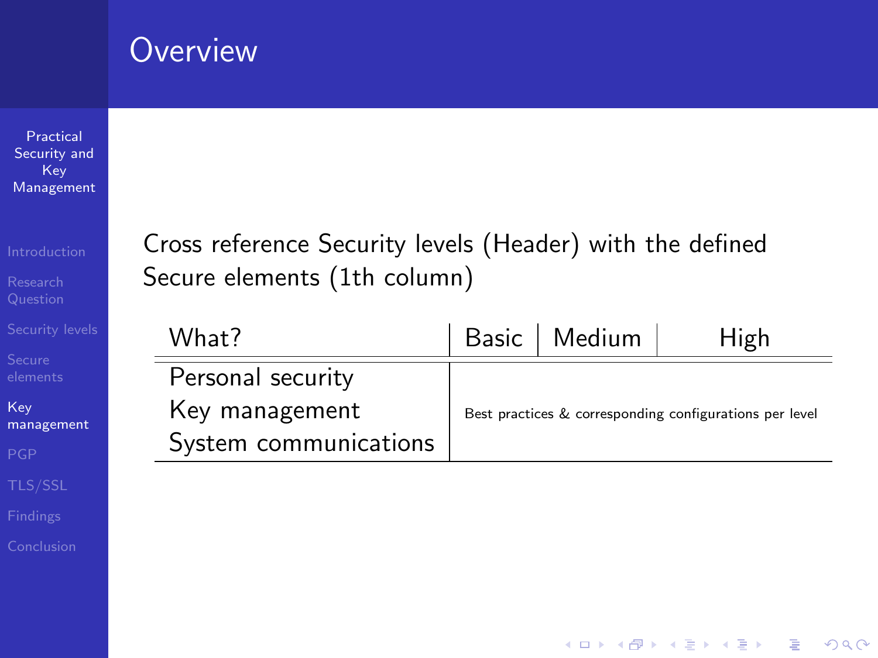# Overview

Cross reference Security levels (Header) with the defined Secure elements (1th column)

| What? | Basic | Medium | High |
|---|---|---|---|
| Personal security<br>Key management<br>System communications | Best practices & corresponding configurations per level | | |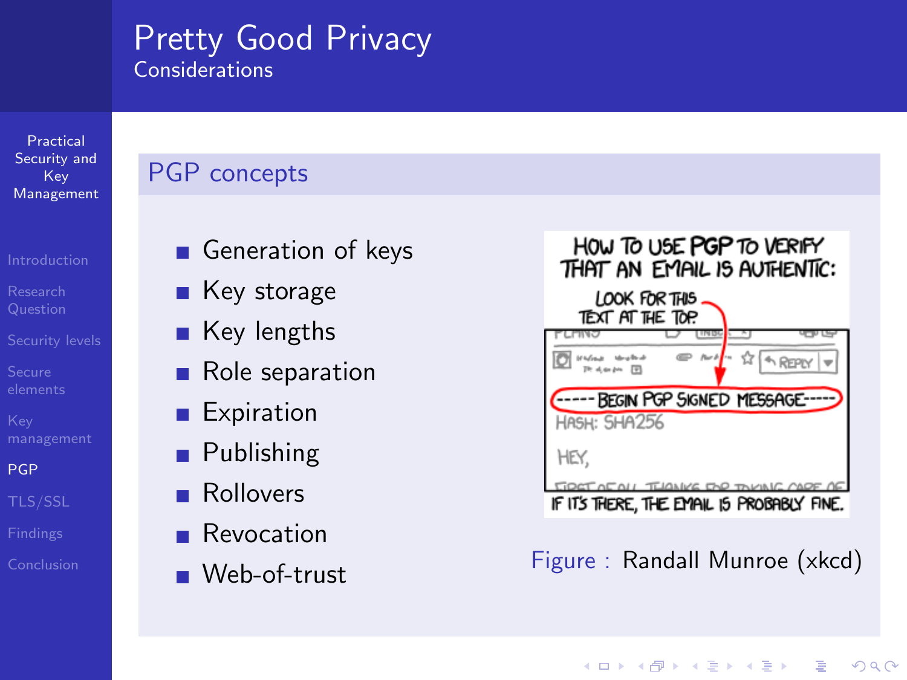# Pretty Good Privacy

## Considerations

### PGP concepts

- Generation of keys
- Key storage
- Key lengths
- Role separation
- Expiration
- Publishing
- Rollovers
- Revocation
- Web-of-trust

Figure : Randall Munroe (xkcd)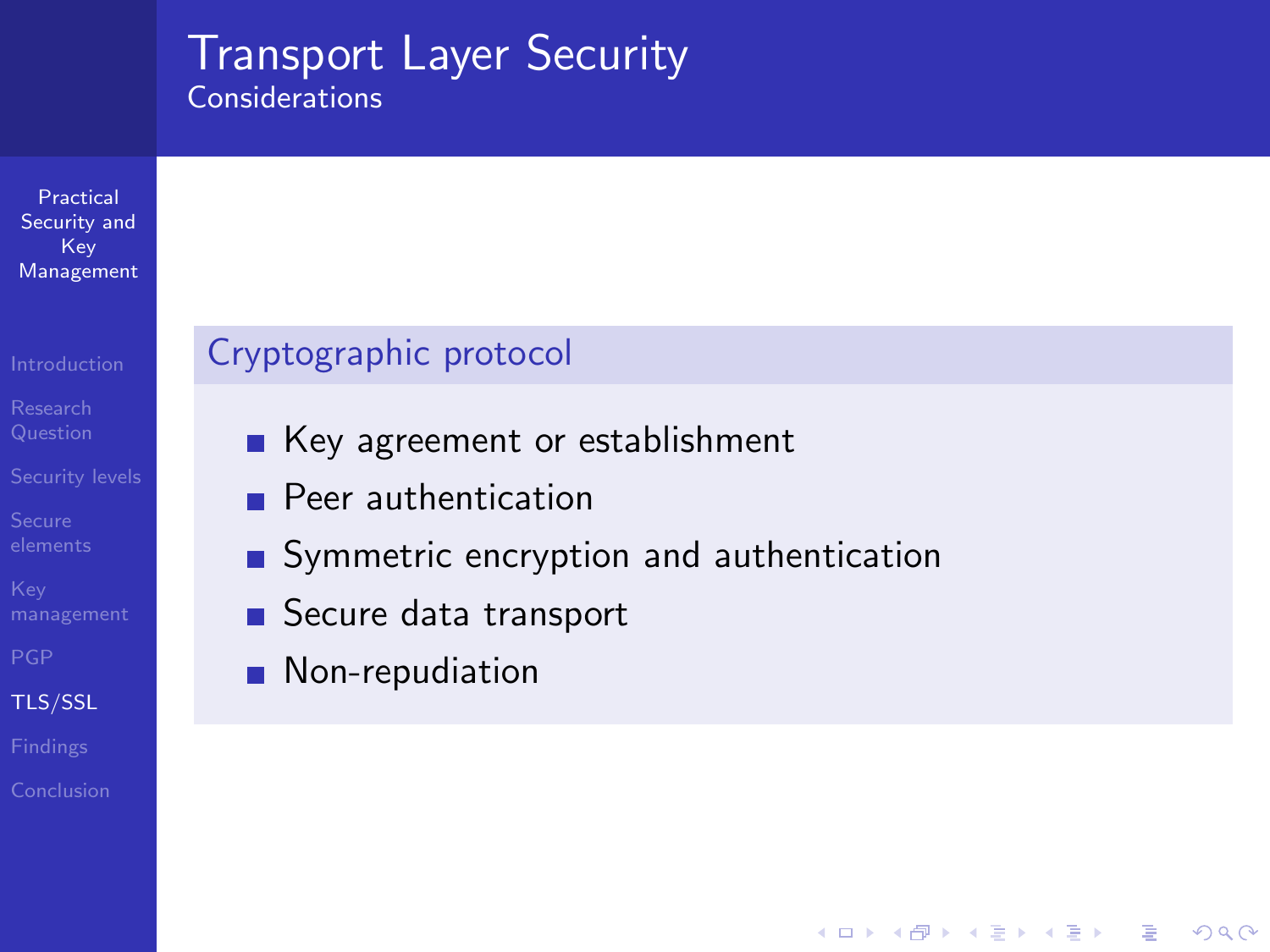# Transport Layer Security

## Considerations

### Cryptographic protocol

- Key agreement or establishment
- Peer authentication
- Symmetric encryption and authentication
- Secure data transport
- Non-repudiation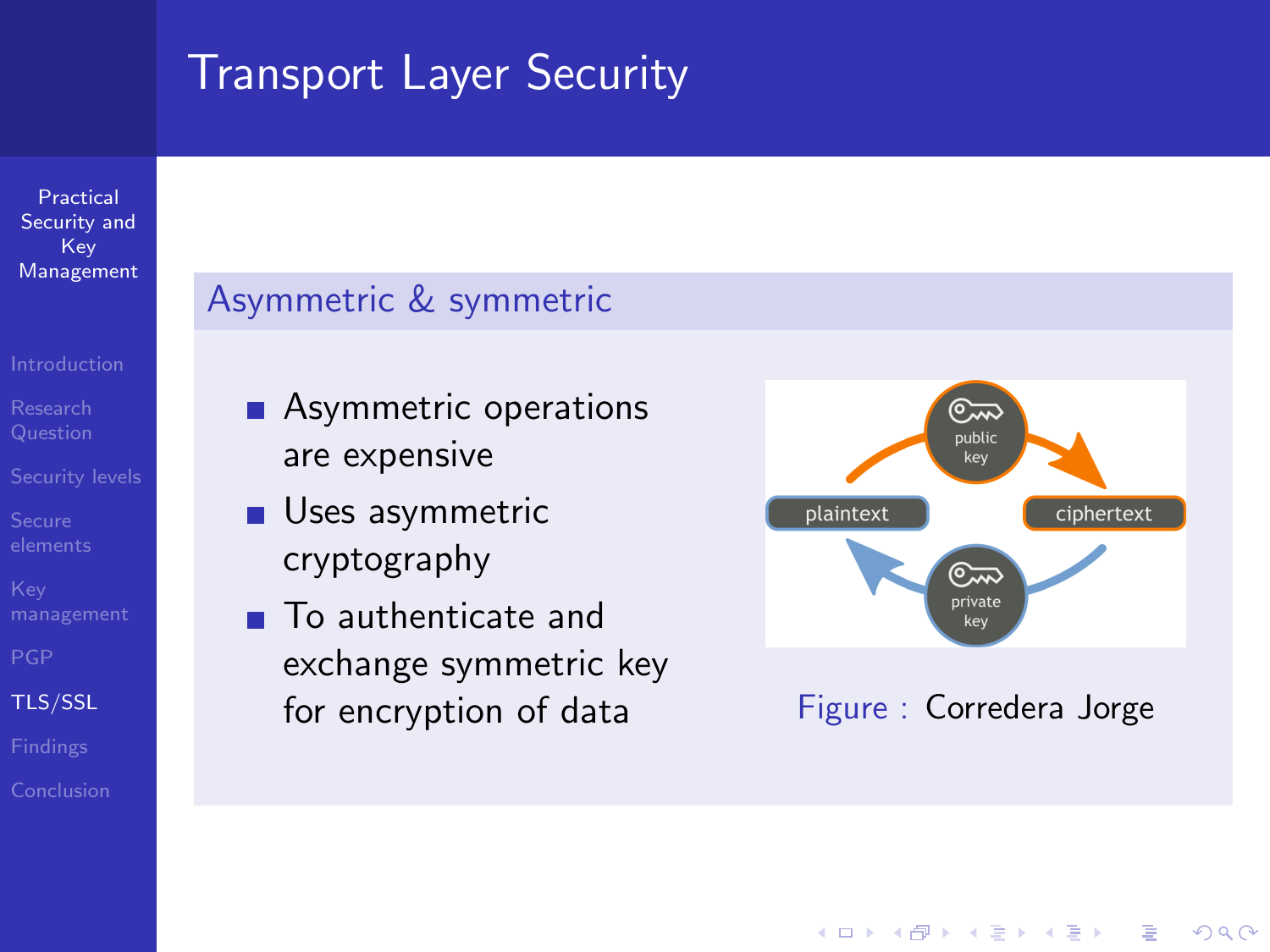# Transport Layer Security

## Asymmetric & symmetric

- Asymmetric operations are expensive
- Uses asymmetric cryptography
- To authenticate and exchange symmetric key for encryption of data

public key

plaintext

ciphertext

private key

Figure : Corredera Jorge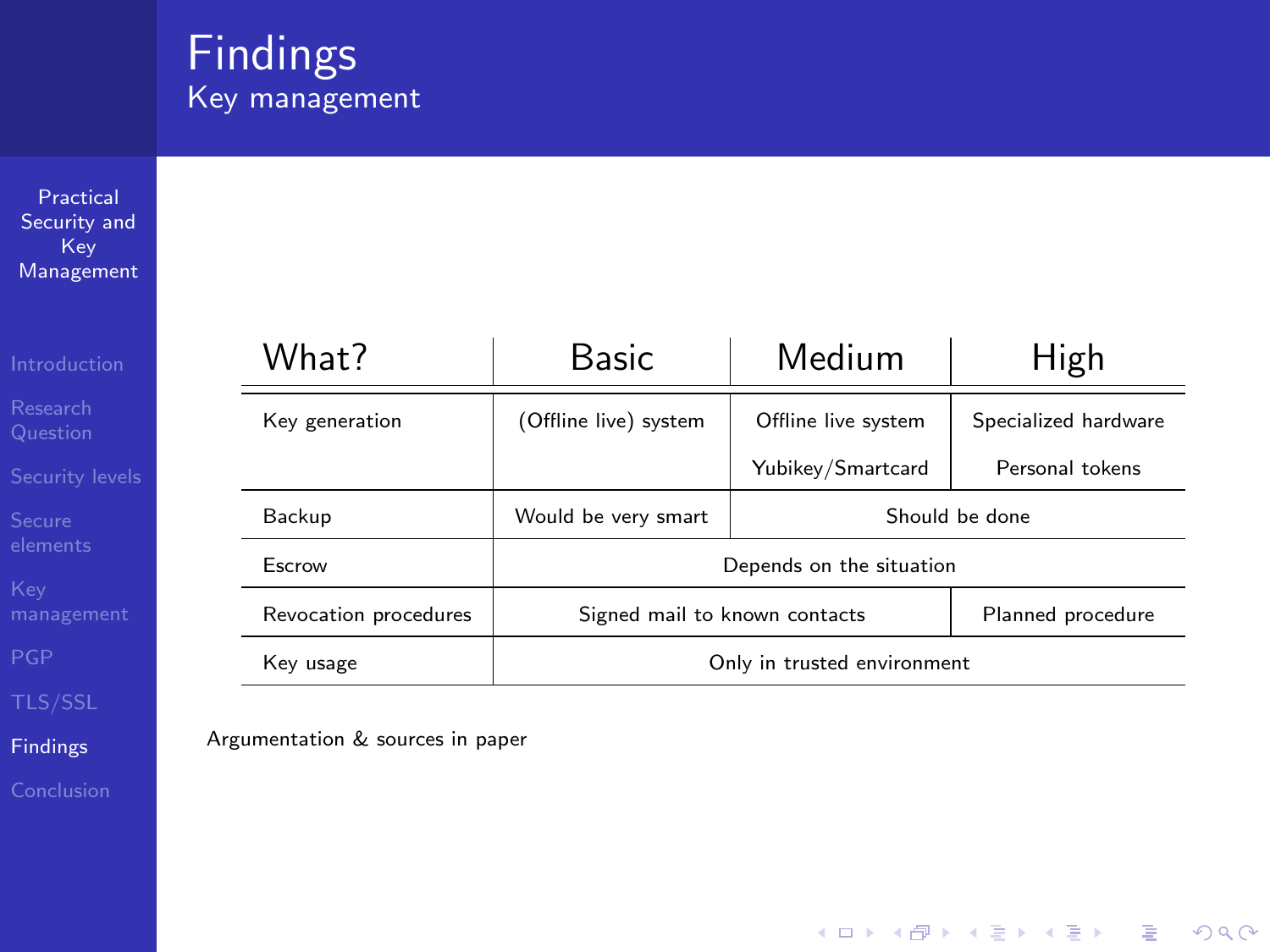# Findings

## Key management

| What? | Basic | Medium | High |
|---|---|---|---|
| Key generation | (Offline live) system | Offline live system<br>Yubikey/Smartcard | Specialized hardware<br>Personal tokens |
| Backup | Would be very smart | Should be done | |
| Escrow | Depends on the situation | | |
| Revocation procedures | Signed mail to known contacts | | Planned procedure |
| Key usage | Only in trusted environment | | |

Argumentation & sources in paper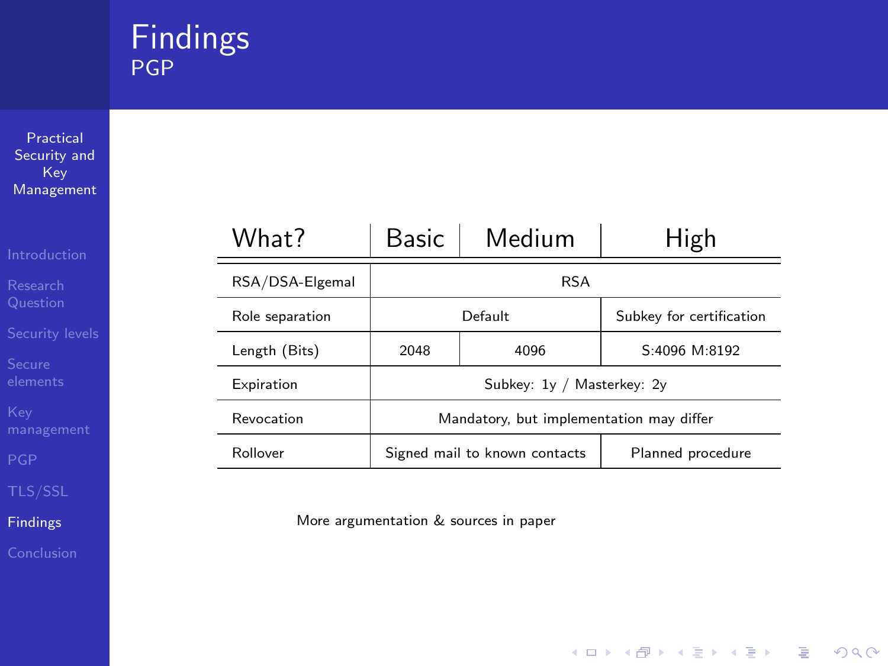# Findings

## PGP

| What? | Basic | Medium | High |
|---|---|---|---|
| RSA/DSA-Elgemal | RSA | | |
| Role separation | Default | | Subkey for certification |
| Length (Bits) | 2048 | 4096 | S:4096 M:8192 |
| Expiration | Subkey: 1y / Masterkey: 2y | | |
| Revocation | Mandatory, but implementation may differ | | |
| Rollover | Signed mail to known contacts | | Planned procedure |

More argumentation & sources in paper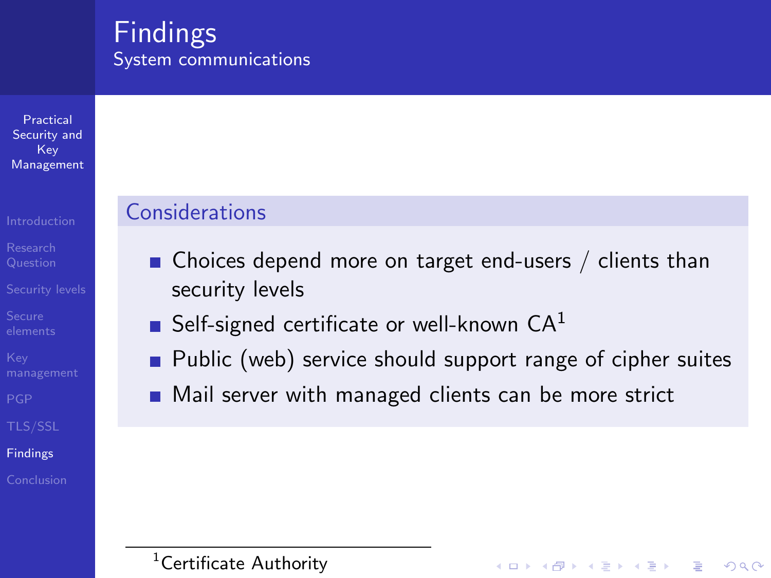# Findings

## System communications

### Considerations

- Choices depend more on target end-users / clients than security levels
- Self-signed certificate or well-known CA[1]
- Public (web) service should support range of cipher suites
- Mail server with managed clients can be more strict

[1] Certificate Authority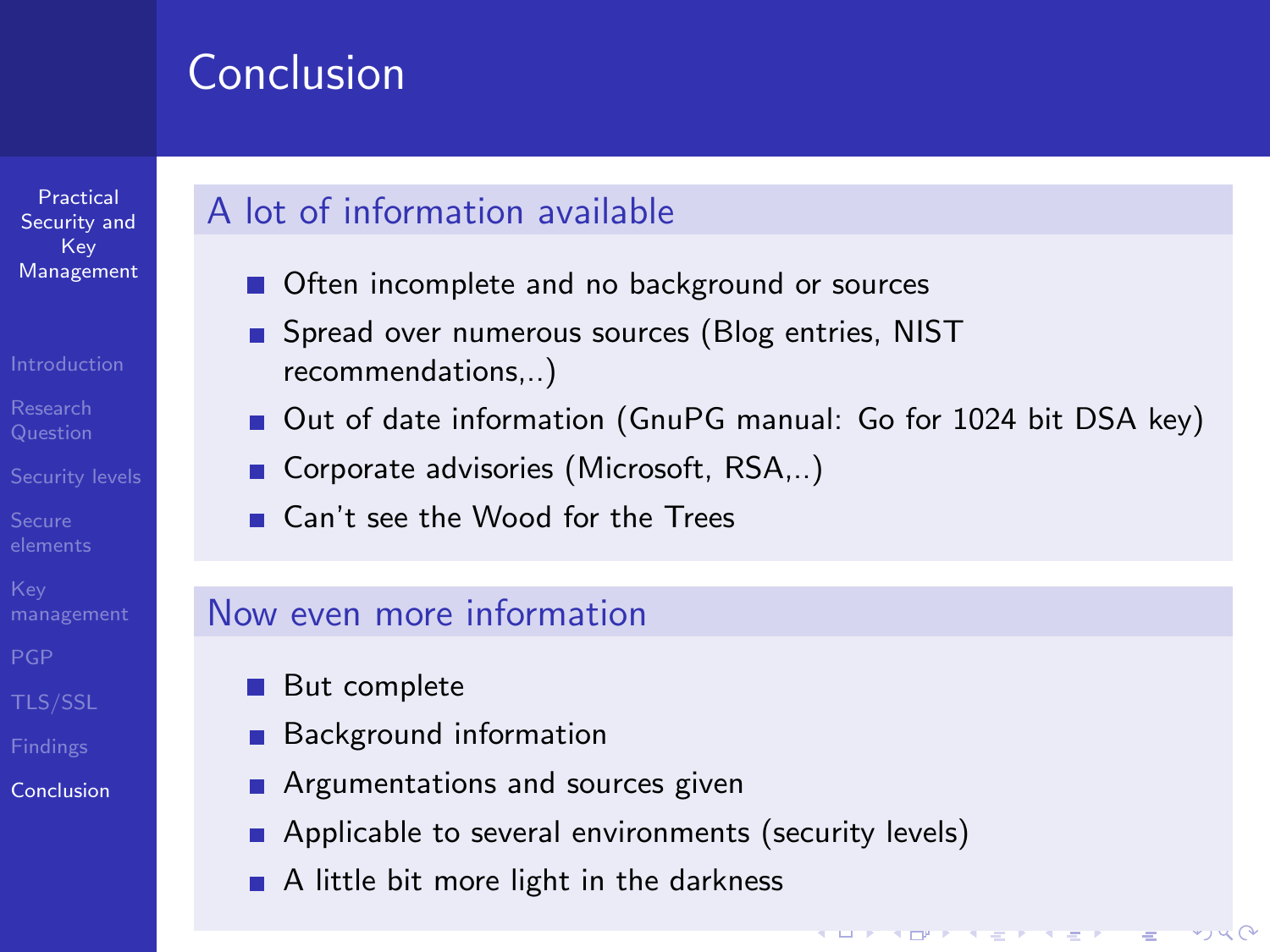# Conclusion

## A lot of information available

- Often incomplete and no background or sources
- Spread over numerous sources (Blog entries, NIST recommendations,..)
- Out of date information (GnuPG manual: Go for 1024 bit DSA key)
- Corporate advisories (Microsoft, RSA,..)
- Can't see the Wood for the Trees

## Now even more information

- But complete
- Background information
- Argumentations and sources given
- Applicable to several environments (security levels)
- A little bit more light in the darkness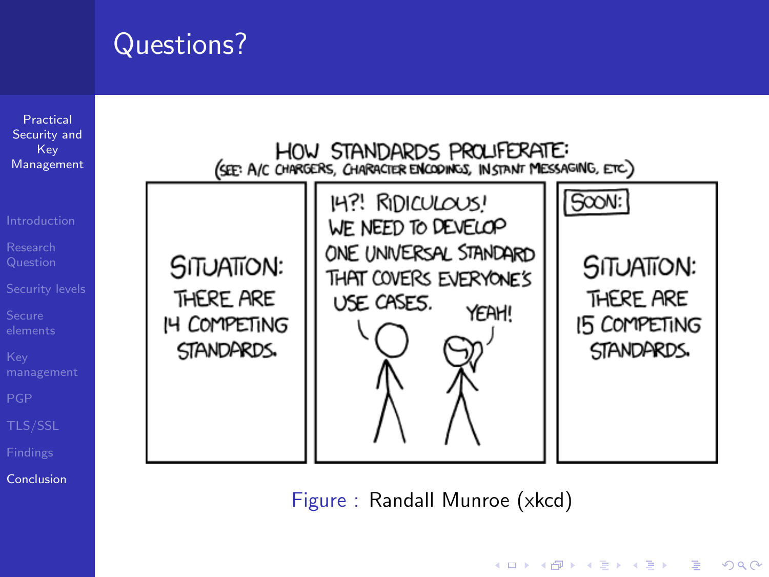# Questions?

HOW STANDARDS PROLIFERATE:
(SEE: A/C CHARGERS, CHARACTER ENCODINGS, INSTANT MESSAGING, ETC)

SITUATION: THERE ARE 14 COMPETING STANDARDS.

14?! RIDICULOUS! WE NEED TO DEVELOP ONE UNIVERSAL STANDARD THAT COVERS EVERYONE'S USE CASES.

YEAH!

SOON:

SITUATION: THERE ARE 15 COMPETING STANDARDS.

Figure : Randall Munroe (xkcd)